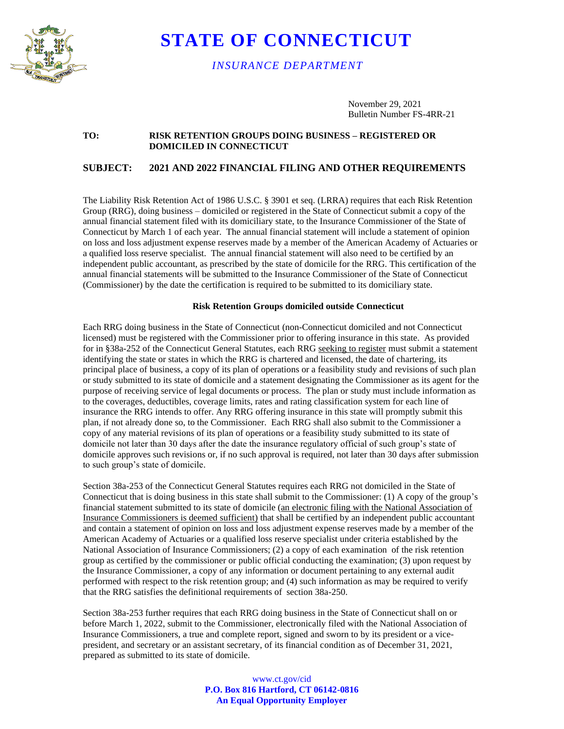# STATE OF CONNECTICUT

*INSURANCE DEPARTMENT*

November 29, 2021
Bulletin Number FS-4RR-21

**TO:** **RISK RETENTION GROUPS DOING BUSINESS – REGISTERED OR DOMICILED IN CONNECTICUT**

**SUBJECT:** **2021 AND 2022 FINANCIAL FILING AND OTHER REQUIREMENTS**

The Liability Risk Retention Act of 1986 U.S.C. § 3901 et seq. (LRRA) requires that each Risk Retention Group (RRG), doing business – domiciled or registered in the State of Connecticut submit a copy of the annual financial statement filed with its domiciliary state, to the Insurance Commissioner of the State of Connecticut by March 1 of each year. The annual financial statement will include a statement of opinion on loss and loss adjustment expense reserves made by a member of the American Academy of Actuaries or a qualified loss reserve specialist. The annual financial statement will also need to be certified by an independent public accountant, as prescribed by the state of domicile for the RRG. This certification of the annual financial statements will be submitted to the Insurance Commissioner of the State of Connecticut (Commissioner) by the date the certification is required to be submitted to its domiciliary state.

**Risk Retention Groups domiciled outside Connecticut**

Each RRG doing business in the State of Connecticut (non-Connecticut domiciled and not Connecticut licensed) must be registered with the Commissioner prior to offering insurance in this state. As provided for in §38a-252 of the Connecticut General Statutes, each RRG seeking to register must submit a statement identifying the state or states in which the RRG is chartered and licensed, the date of chartering, its principal place of business, a copy of its plan of operations or a feasibility study and revisions of such plan or study submitted to its state of domicile and a statement designating the Commissioner as its agent for the purpose of receiving service of legal documents or process. The plan or study must include information as to the coverages, deductibles, coverage limits, rates and rating classification system for each line of insurance the RRG intends to offer. Any RRG offering insurance in this state will promptly submit this plan, if not already done so, to the Commissioner. Each RRG shall also submit to the Commissioner a copy of any material revisions of its plan of operations or a feasibility study submitted to its state of domicile not later than 30 days after the date the insurance regulatory official of such group's state of domicile approves such revisions or, if no such approval is required, not later than 30 days after submission to such group's state of domicile.

Section 38a-253 of the Connecticut General Statutes requires each RRG not domiciled in the State of Connecticut that is doing business in this state shall submit to the Commissioner: (1) A copy of the group's financial statement submitted to its state of domicile (an electronic filing with the National Association of Insurance Commissioners is deemed sufficient) that shall be certified by an independent public accountant and contain a statement of opinion on loss and loss adjustment expense reserves made by a member of the American Academy of Actuaries or a qualified loss reserve specialist under criteria established by the National Association of Insurance Commissioners; (2) a copy of each examination of the risk retention group as certified by the commissioner or public official conducting the examination; (3) upon request by the Insurance Commissioner, a copy of any information or document pertaining to any external audit performed with respect to the risk retention group; and (4) such information as may be required to verify that the RRG satisfies the definitional requirements of section 38a-250.

Section 38a-253 further requires that each RRG doing business in the State of Connecticut shall on or before March 1, 2022, submit to the Commissioner, electronically filed with the National Association of Insurance Commissioners, a true and complete report, signed and sworn to by its president or a vice-president, and secretary or an assistant secretary, of its financial condition as of December 31, 2021, prepared as submitted to its state of domicile.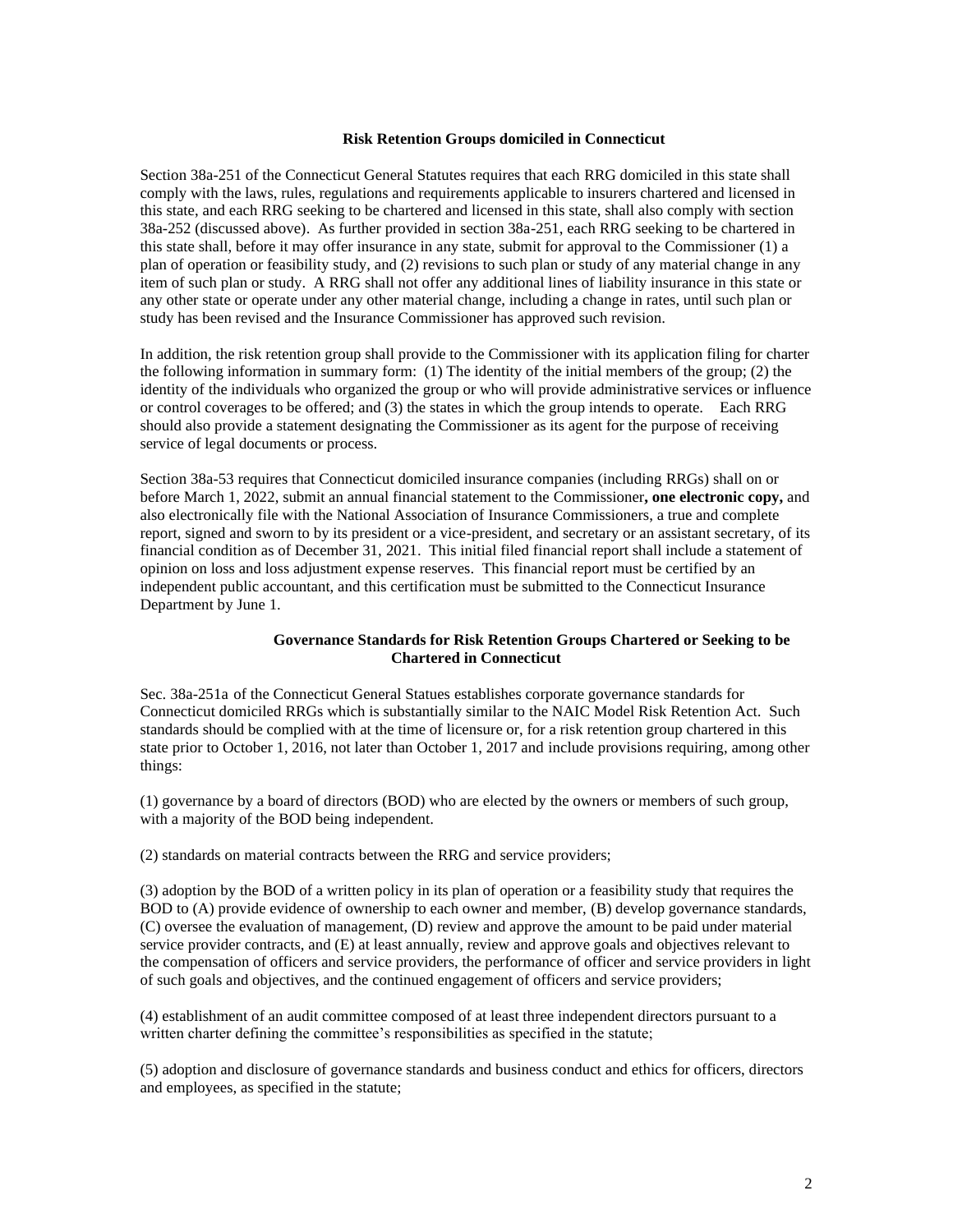### Risk Retention Groups domiciled in Connecticut

Section 38a-251 of the Connecticut General Statutes requires that each RRG domiciled in this state shall comply with the laws, rules, regulations and requirements applicable to insurers chartered and licensed in this state, and each RRG seeking to be chartered and licensed in this state, shall also comply with section 38a-252 (discussed above). As further provided in section 38a-251, each RRG seeking to be chartered in this state shall, before it may offer insurance in any state, submit for approval to the Commissioner (1) a plan of operation or feasibility study, and (2) revisions to such plan or study of any material change in any item of such plan or study. A RRG shall not offer any additional lines of liability insurance in this state or any other state or operate under any other material change, including a change in rates, until such plan or study has been revised and the Insurance Commissioner has approved such revision.

In addition, the risk retention group shall provide to the Commissioner with its application filing for charter the following information in summary form: (1) The identity of the initial members of the group; (2) the identity of the individuals who organized the group or who will provide administrative services or influence or control coverages to be offered; and (3) the states in which the group intends to operate. Each RRG should also provide a statement designating the Commissioner as its agent for the purpose of receiving service of legal documents or process.

Section 38a-53 requires that Connecticut domiciled insurance companies (including RRGs) shall on or before March 1, 2022, submit an annual financial statement to the Commissioner**, one electronic copy,** and also electronically file with the National Association of Insurance Commissioners, a true and complete report, signed and sworn to by its president or a vice-president, and secretary or an assistant secretary, of its financial condition as of December 31, 2021. This initial filed financial report shall include a statement of opinion on loss and loss adjustment expense reserves. This financial report must be certified by an independent public accountant, and this certification must be submitted to the Connecticut Insurance Department by June 1.

### Governance Standards for Risk Retention Groups Chartered or Seeking to be Chartered in Connecticut

Sec. 38a-251a of the Connecticut General Statues establishes corporate governance standards for Connecticut domiciled RRGs which is substantially similar to the NAIC Model Risk Retention Act. Such standards should be complied with at the time of licensure or, for a risk retention group chartered in this state prior to October 1, 2016, not later than October 1, 2017 and include provisions requiring, among other things:

(1) governance by a board of directors (BOD) who are elected by the owners or members of such group, with a majority of the BOD being independent.

(2) standards on material contracts between the RRG and service providers;

(3) adoption by the BOD of a written policy in its plan of operation or a feasibility study that requires the BOD to (A) provide evidence of ownership to each owner and member, (B) develop governance standards, (C) oversee the evaluation of management, (D) review and approve the amount to be paid under material service provider contracts, and (E) at least annually, review and approve goals and objectives relevant to the compensation of officers and service providers, the performance of officer and service providers in light of such goals and objectives, and the continued engagement of officers and service providers;

(4) establishment of an audit committee composed of at least three independent directors pursuant to a written charter defining the committee's responsibilities as specified in the statute;

(5) adoption and disclosure of governance standards and business conduct and ethics for officers, directors and employees, as specified in the statute;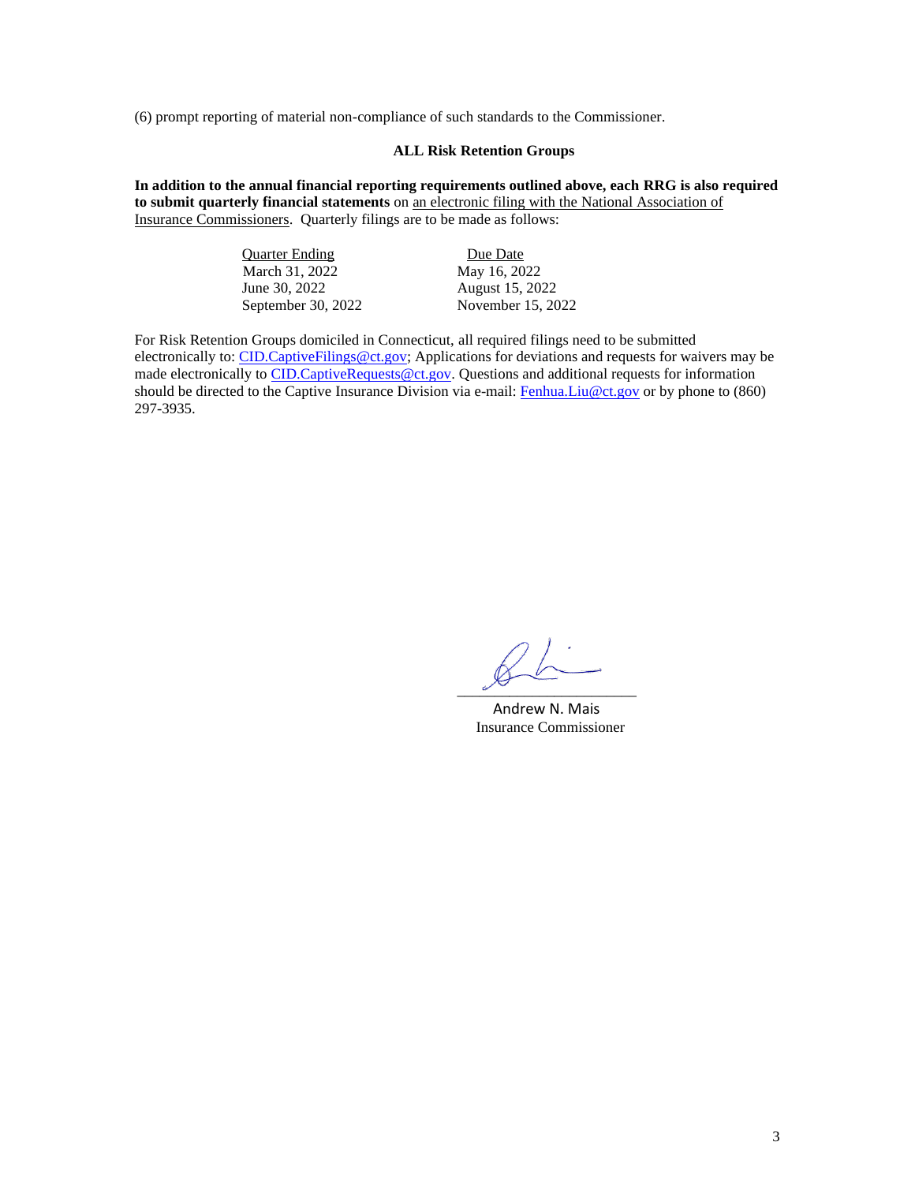(6) prompt reporting of material non-compliance of such standards to the Commissioner.

**ALL Risk Retention Groups**

**In addition to the annual financial reporting requirements outlined above, each RRG is also required to submit quarterly financial statements** on an electronic filing with the National Association of Insurance Commissioners. Quarterly filings are to be made as follows:

| Quarter Ending | Due Date |
|---|---|
| March 31, 2022 | May 16, 2022 |
| June 30, 2022 | August 15, 2022 |
| September 30, 2022 | November 15, 2022 |

For Risk Retention Groups domiciled in Connecticut, all required filings need to be submitted electronically to: CID.CaptiveFilings@ct.gov; Applications for deviations and requests for waivers may be made electronically to CID.CaptiveRequests@ct.gov. Questions and additional requests for information should be directed to the Captive Insurance Division via e-mail: Fenhua.Liu@ct.gov or by phone to (860) 297-3935.

Andrew N. Mais
Insurance Commissioner